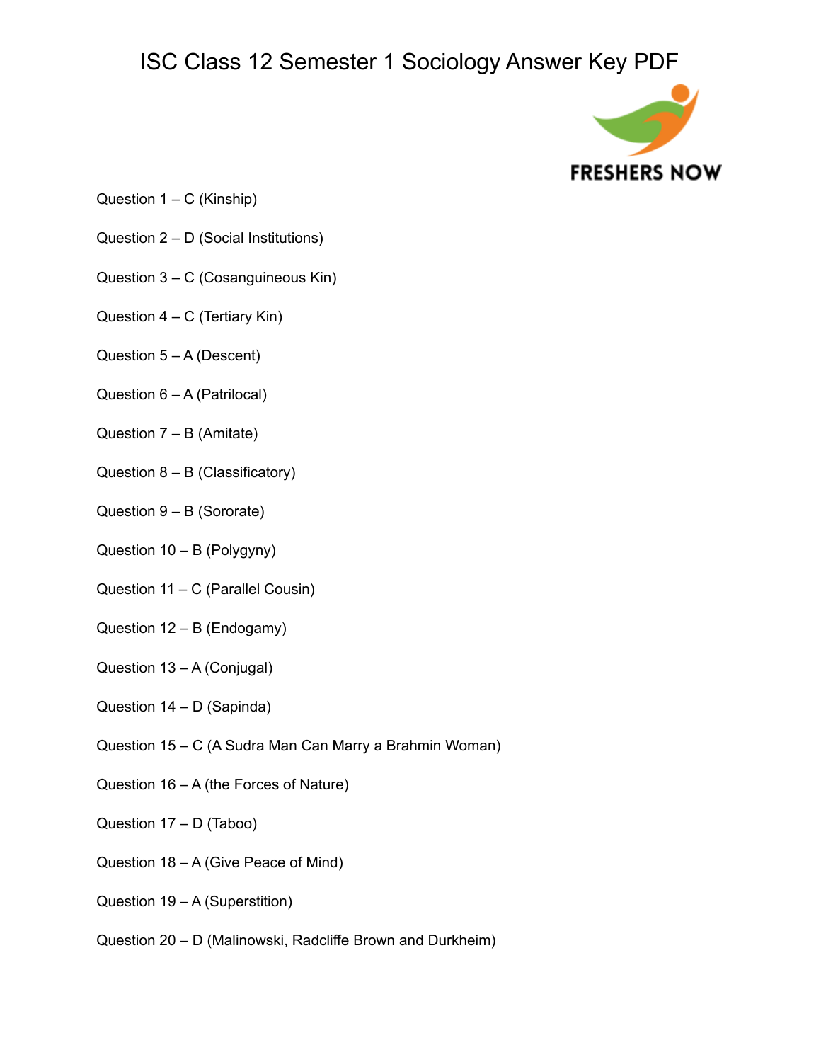# ISC Class 12 Semester 1 Sociology Answer Key PDF

Question 1 – C (Kinship)

Question 2 – D (Social Institutions)

Question 3 – C (Cosanguineous Kin)

Question 4 – C (Tertiary Kin)

Question 5 – A (Descent)

Question 6 – A (Patrilocal)

Question 7 – B (Amitate)

Question 8 – B (Classificatory)

Question 9 – B (Sororate)

Question 10 – B (Polygyny)

Question 11 – C (Parallel Cousin)

Question 12 – B (Endogamy)

Question 13 – A (Conjugal)

Question 14 – D (Sapinda)

Question 15 – C (A Sudra Man Can Marry a Brahmin Woman)

Question 16 – A (the Forces of Nature)

Question 17 – D (Taboo)

Question 18 – A (Give Peace of Mind)

Question 19 – A (Superstition)

Question 20 – D (Malinowski, Radcliffe Brown and Durkheim)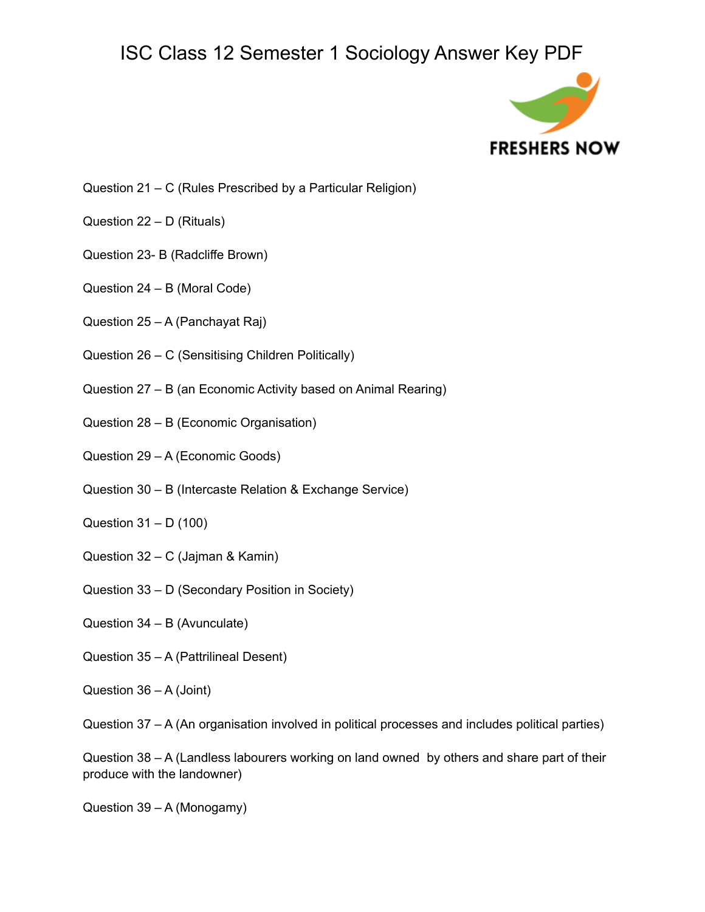# ISC Class 12 Semester 1 Sociology Answer Key PDF

Question 21 – C (Rules Prescribed by a Particular Religion)

Question 22 – D (Rituals)

Question 23- B (Radcliffe Brown)

Question 24 – B (Moral Code)

Question 25 – A (Panchayat Raj)

Question 26 – C (Sensitising Children Politically)

Question 27 – B (an Economic Activity based on Animal Rearing)

Question 28 – B (Economic Organisation)

Question 29 – A (Economic Goods)

Question 30 – B (Intercaste Relation & Exchange Service)

Question 31 – D (100)

Question 32 – C (Jajman & Kamin)

Question 33 – D (Secondary Position in Society)

Question 34 – B (Avunculate)

Question 35 – A (Pattrilineal Desent)

Question 36 – A (Joint)

Question 37 – A (An organisation involved in political processes and includes political parties)

Question 38 – A (Landless labourers working on land owned by others and share part of their produce with the landowner)

Question 39 – A (Monogamy)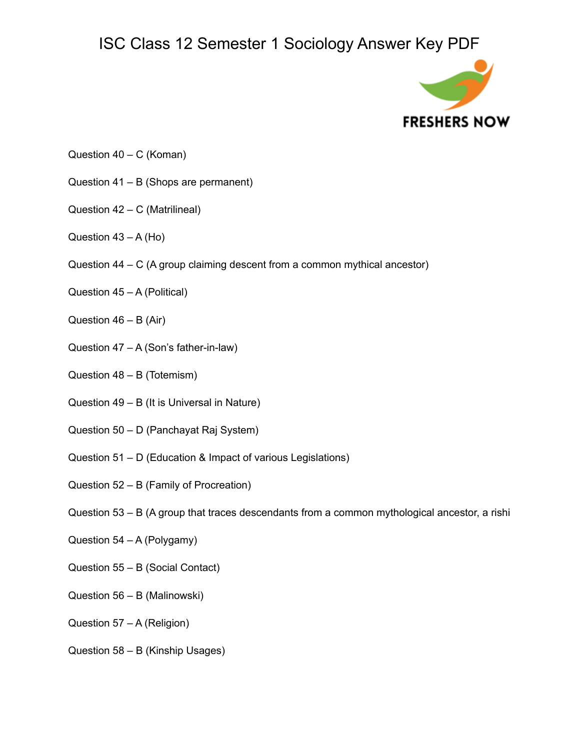# ISC Class 12 Semester 1 Sociology Answer Key PDF

Question 40 – C (Koman)

Question 41 – B (Shops are permanent)

Question 42 – C (Matrilineal)

Question 43 – A (Ho)

Question 44 – C (A group claiming descent from a common mythical ancestor)

Question 45 – A (Political)

Question 46 – B (Air)

Question 47 – A (Son's father-in-law)

Question 48 – B (Totemism)

Question 49 – B (It is Universal in Nature)

Question 50 – D (Panchayat Raj System)

Question 51 – D (Education & Impact of various Legislations)

Question 52 – B (Family of Procreation)

Question 53 – B (A group that traces descendants from a common mythological ancestor, a rishi

Question 54 – A (Polygamy)

Question 55 – B (Social Contact)

Question 56 – B (Malinowski)

Question 57 – A (Religion)

Question 58 – B (Kinship Usages)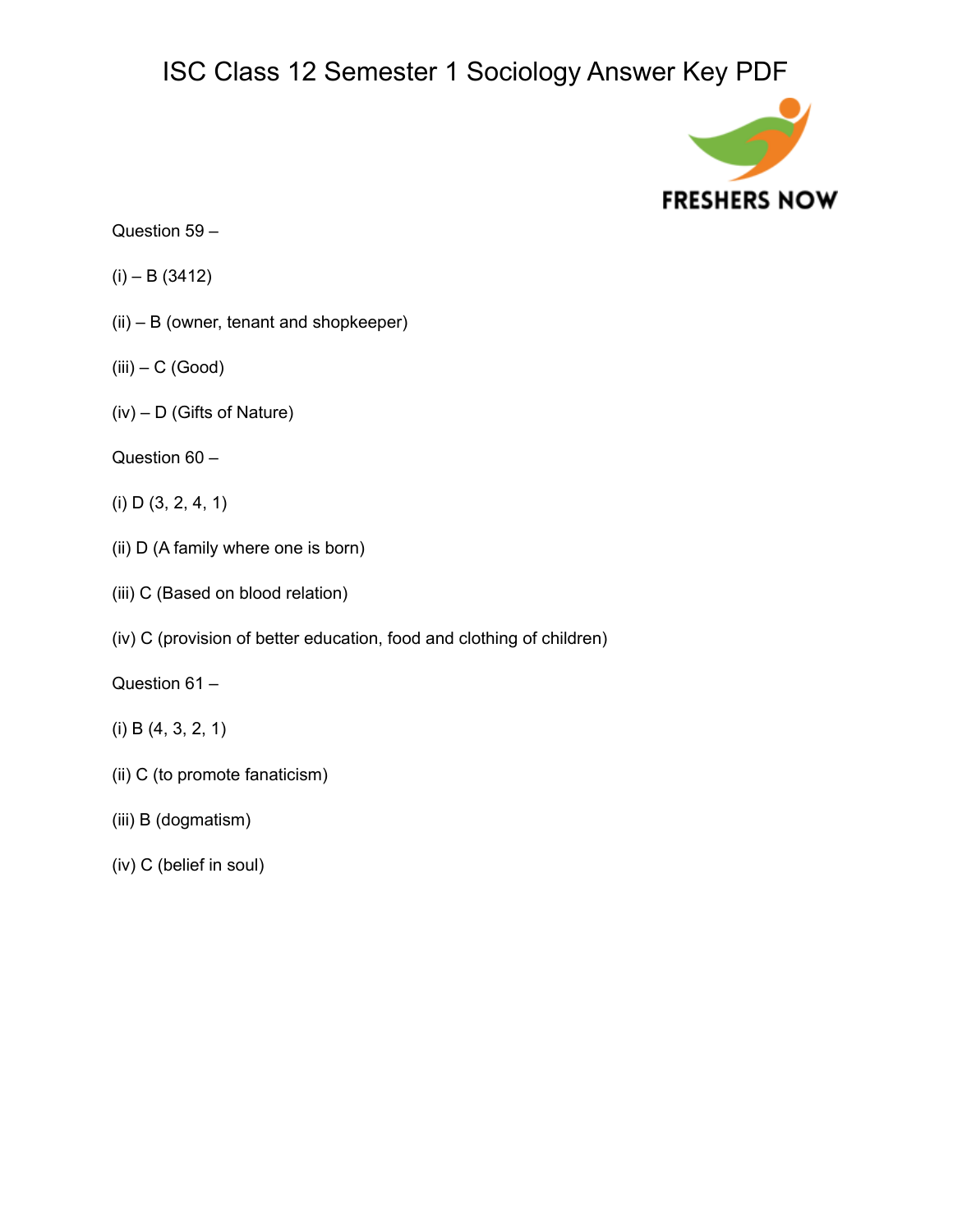# ISC Class 12 Semester 1 Sociology Answer Key PDF

Question 59 –

(i) – B (3412)

(ii) – B (owner, tenant and shopkeeper)

(iii) – C (Good)

(iv) – D (Gifts of Nature)

Question 60 –

(i) D (3, 2, 4, 1)

(ii) D (A family where one is born)

(iii) C (Based on blood relation)

(iv) C (provision of better education, food and clothing of children)

Question 61 –

(i) B (4, 3, 2, 1)

(ii) C (to promote fanaticism)

(iii) B (dogmatism)

(iv) C (belief in soul)